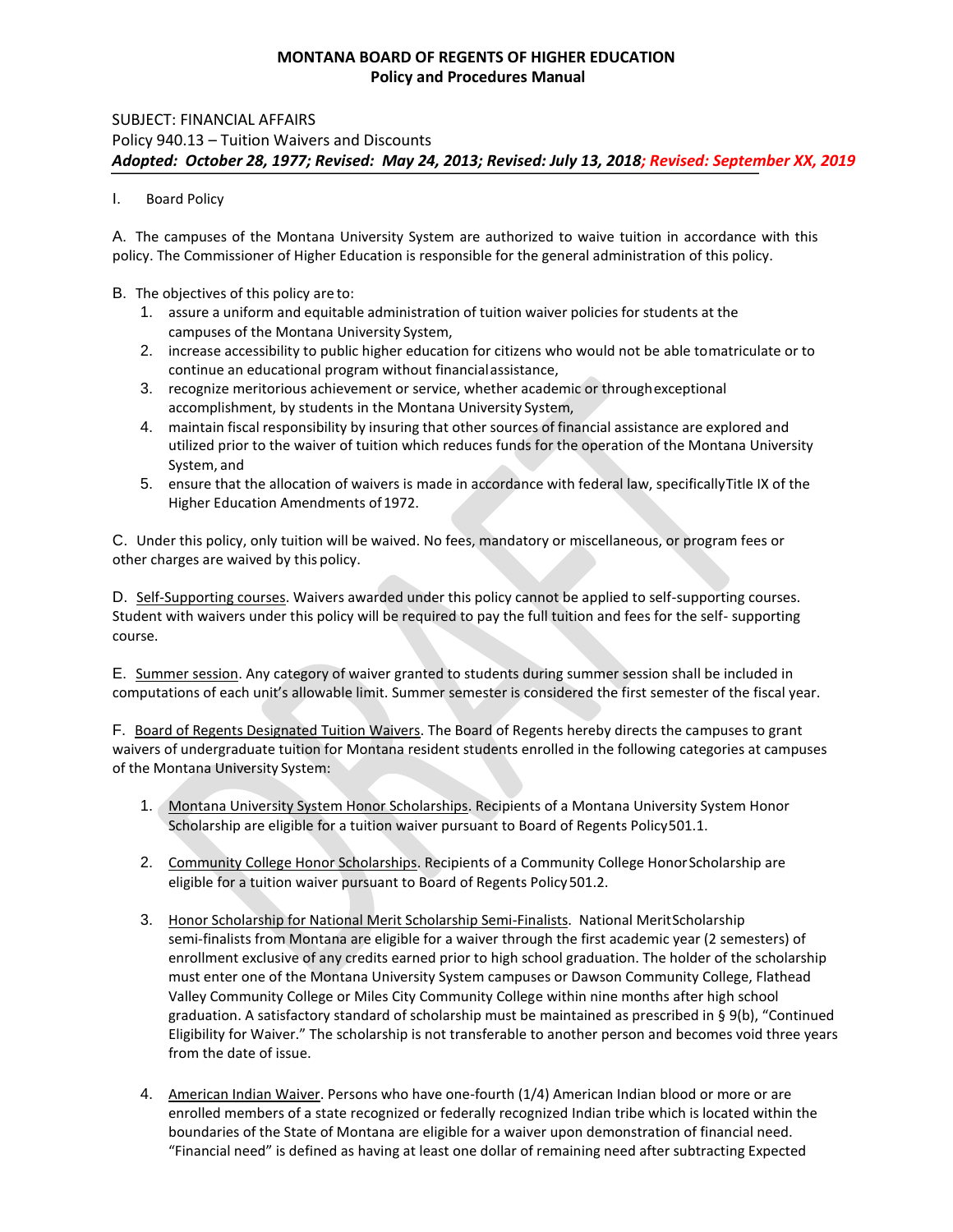**MONTANA BOARD OF REGENTS OF HIGHER EDUCATION**
**Policy and Procedures Manual**

SUBJECT: FINANCIAL AFFAIRS
Policy 940.13 – Tuition Waivers and Discounts
***Adopted: October 28, 1977; Revised: May 24, 2013; Revised: July 13, 2018; Revised: September XX, 2019***

I. Board Policy

A. The campuses of the Montana University System are authorized to waive tuition in accordance with this policy. The Commissioner of Higher Education is responsible for the general administration of this policy.

B. The objectives of this policy are to:

1. assure a uniform and equitable administration of tuition waiver policies for students at the campuses of the Montana University System,
2. increase accessibility to public higher education for citizens who would not be able to matriculate or to continue an educational program without financial assistance,
3. recognize meritorious achievement or service, whether academic or through exceptional accomplishment, by students in the Montana University System,
4. maintain fiscal responsibility by insuring that other sources of financial assistance are explored and utilized prior to the waiver of tuition which reduces funds for the operation of the Montana University System, and
5. ensure that the allocation of waivers is made in accordance with federal law, specifically Title IX of the Higher Education Amendments of 1972.

C. Under this policy, only tuition will be waived. No fees, mandatory or miscellaneous, or program fees or other charges are waived by this policy.

D. Self-Supporting courses. Waivers awarded under this policy cannot be applied to self-supporting courses. Student with waivers under this policy will be required to pay the full tuition and fees for the self- supporting course.

E. Summer session. Any category of waiver granted to students during summer session shall be included in computations of each unit's allowable limit. Summer semester is considered the first semester of the fiscal year.

F. Board of Regents Designated Tuition Waivers. The Board of Regents hereby directs the campuses to grant waivers of undergraduate tuition for Montana resident students enrolled in the following categories at campuses of the Montana University System:

1. Montana University System Honor Scholarships. Recipients of a Montana University System Honor Scholarship are eligible for a tuition waiver pursuant to Board of Regents Policy 501.1.

2. Community College Honor Scholarships. Recipients of a Community College Honor Scholarship are eligible for a tuition waiver pursuant to Board of Regents Policy 501.2.

3. Honor Scholarship for National Merit Scholarship Semi-Finalists. National Merit Scholarship semi-finalists from Montana are eligible for a waiver through the first academic year (2 semesters) of enrollment exclusive of any credits earned prior to high school graduation. The holder of the scholarship must enter one of the Montana University System campuses or Dawson Community College, Flathead Valley Community College or Miles City Community College within nine months after high school graduation. A satisfactory standard of scholarship must be maintained as prescribed in § 9(b), "Continued Eligibility for Waiver." The scholarship is not transferable to another person and becomes void three years from the date of issue.

4. American Indian Waiver. Persons who have one-fourth (1/4) American Indian blood or more or are enrolled members of a state recognized or federally recognized Indian tribe which is located within the boundaries of the State of Montana are eligible for a waiver upon demonstration of financial need. "Financial need" is defined as having at least one dollar of remaining need after subtracting Expected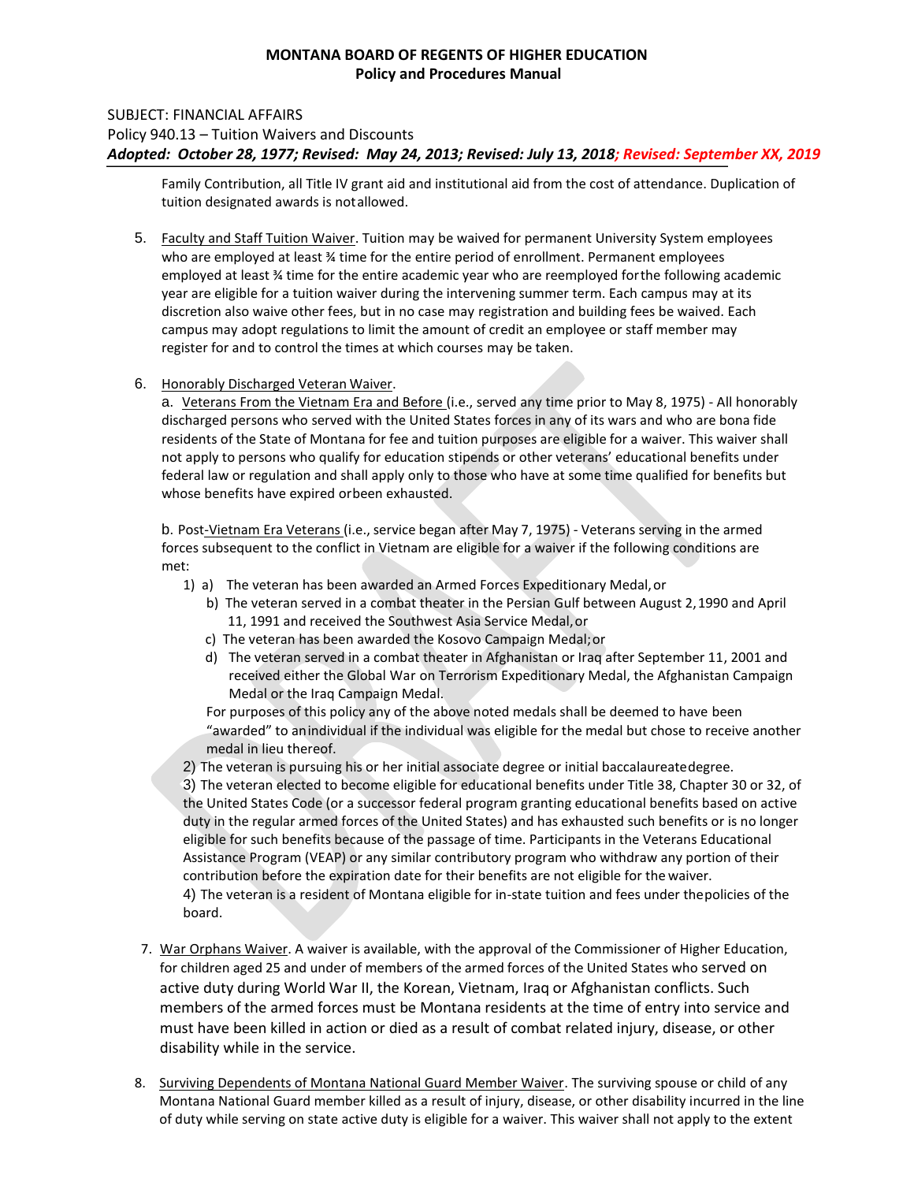Family Contribution, all Title IV grant aid and institutional aid from the cost of attendance. Duplication of tuition designated awards is not allowed.

5. Faculty and Staff Tuition Waiver. Tuition may be waived for permanent University System employees who are employed at least ¾ time for the entire period of enrollment. Permanent employees employed at least ¾ time for the entire academic year who are reemployed for the following academic year are eligible for a tuition waiver during the intervening summer term. Each campus may at its discretion also waive other fees, but in no case may registration and building fees be waived. Each campus may adopt regulations to limit the amount of credit an employee or staff member may register for and to control the times at which courses may be taken.

6. Honorably Discharged Veteran Waiver.

   a. Veterans From the Vietnam Era and Before (i.e., served any time prior to May 8, 1975) - All honorably discharged persons who served with the United States forces in any of its wars and who are bona fide residents of the State of Montana for fee and tuition purposes are eligible for a waiver. This waiver shall not apply to persons who qualify for education stipends or other veterans' educational benefits under federal law or regulation and shall apply only to those who have at some time qualified for benefits but whose benefits have expired or been exhausted.

   b. Post-Vietnam Era Veterans (i.e., service began after May 7, 1975) - Veterans serving in the armed forces subsequent to the conflict in Vietnam are eligible for a waiver if the following conditions are met:

   1) a) The veteran has been awarded an Armed Forces Expeditionary Medal, or
      b) The veteran served in a combat theater in the Persian Gulf between August 2, 1990 and April 11, 1991 and received the Southwest Asia Service Medal, or
      c) The veteran has been awarded the Kosovo Campaign Medal; or
      d) The veteran served in a combat theater in Afghanistan or Iraq after September 11, 2001 and received either the Global War on Terrorism Expeditionary Medal, the Afghanistan Campaign Medal or the Iraq Campaign Medal.

      For purposes of this policy any of the above noted medals shall be deemed to have been "awarded" to an individual if the individual was eligible for the medal but chose to receive another medal in lieu thereof.

   2) The veteran is pursuing his or her initial associate degree or initial baccalaureate degree.

   3) The veteran elected to become eligible for educational benefits under Title 38, Chapter 30 or 32, of the United States Code (or a successor federal program granting educational benefits based on active duty in the regular armed forces of the United States) and has exhausted such benefits or is no longer eligible for such benefits because of the passage of time. Participants in the Veterans Educational Assistance Program (VEAP) or any similar contributory program who withdraw any portion of their contribution before the expiration date for their benefits are not eligible for the waiver.

   4) The veteran is a resident of Montana eligible for in-state tuition and fees under the policies of the board.

7. War Orphans Waiver. A waiver is available, with the approval of the Commissioner of Higher Education, for children aged 25 and under of members of the armed forces of the United States who served on active duty during World War II, the Korean, Vietnam, Iraq or Afghanistan conflicts. Such members of the armed forces must be Montana residents at the time of entry into service and must have been killed in action or died as a result of combat related injury, disease, or other disability while in the service.

8. Surviving Dependents of Montana National Guard Member Waiver. The surviving spouse or child of any Montana National Guard member killed as a result of injury, disease, or other disability incurred in the line of duty while serving on state active duty is eligible for a waiver. This waiver shall not apply to the extent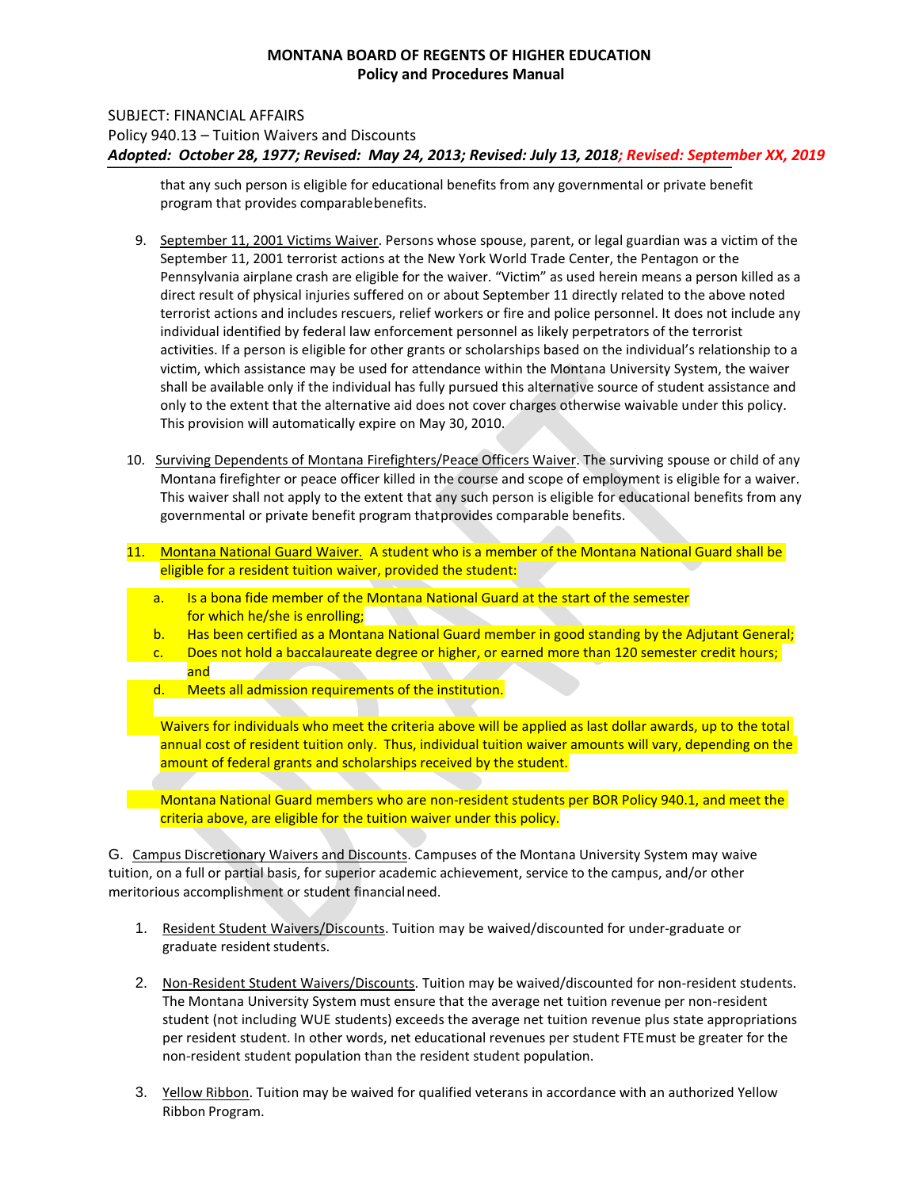that any such person is eligible for educational benefits from any governmental or private benefit program that provides comparable benefits.

9. September 11, 2001 Victims Waiver. Persons whose spouse, parent, or legal guardian was a victim of the September 11, 2001 terrorist actions at the New York World Trade Center, the Pentagon or the Pennsylvania airplane crash are eligible for the waiver. "Victim" as used herein means a person killed as a direct result of physical injuries suffered on or about September 11 directly related to the above noted terrorist actions and includes rescuers, relief workers or fire and police personnel. It does not include any individual identified by federal law enforcement personnel as likely perpetrators of the terrorist activities. If a person is eligible for other grants or scholarships based on the individual's relationship to a victim, which assistance may be used for attendance within the Montana University System, the waiver shall be available only if the individual has fully pursued this alternative source of student assistance and only to the extent that the alternative aid does not cover charges otherwise waivable under this policy. This provision will automatically expire on May 30, 2010.

10. Surviving Dependents of Montana Firefighters/Peace Officers Waiver. The surviving spouse or child of any Montana firefighter or peace officer killed in the course and scope of employment is eligible for a waiver. This waiver shall not apply to the extent that any such person is eligible for educational benefits from any governmental or private benefit program that provides comparable benefits.

11. Montana National Guard Waiver. A student who is a member of the Montana National Guard shall be eligible for a resident tuition waiver, provided the student:

    a. Is a bona fide member of the Montana National Guard at the start of the semester for which he/she is enrolling;
    b. Has been certified as a Montana National Guard member in good standing by the Adjutant General;
    c. Does not hold a baccalaureate degree or higher, or earned more than 120 semester credit hours; and
    d. Meets all admission requirements of the institution.

    Waivers for individuals who meet the criteria above will be applied as last dollar awards, up to the total annual cost of resident tuition only. Thus, individual tuition waiver amounts will vary, depending on the amount of federal grants and scholarships received by the student.

    Montana National Guard members who are non-resident students per BOR Policy 940.1, and meet the criteria above, are eligible for the tuition waiver under this policy.

G. Campus Discretionary Waivers and Discounts. Campuses of the Montana University System may waive tuition, on a full or partial basis, for superior academic achievement, service to the campus, and/or other meritorious accomplishment or student financial need.

1. Resident Student Waivers/Discounts. Tuition may be waived/discounted for under-graduate or graduate resident students.

2. Non-Resident Student Waivers/Discounts. Tuition may be waived/discounted for non-resident students. The Montana University System must ensure that the average net tuition revenue per non-resident student (not including WUE students) exceeds the average net tuition revenue plus state appropriations per resident student. In other words, net educational revenues per student FTE must be greater for the non-resident student population than the resident student population.

3. Yellow Ribbon. Tuition may be waived for qualified veterans in accordance with an authorized Yellow Ribbon Program.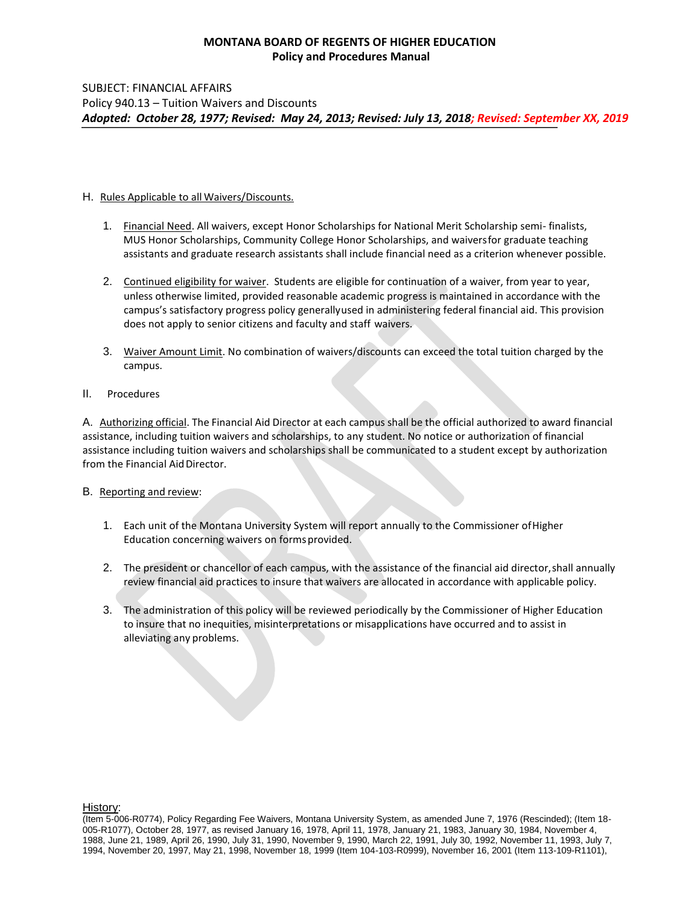**MONTANA BOARD OF REGENTS OF HIGHER EDUCATION**
**Policy and Procedures Manual**

SUBJECT: FINANCIAL AFFAIRS
Policy 940.13 – Tuition Waivers and Discounts
***Adopted: October 28, 1977; Revised: May 24, 2013; Revised: July 13, 2018; Revised: September XX, 2019***

H. Rules Applicable to all Waivers/Discounts.

1. Financial Need. All waivers, except Honor Scholarships for National Merit Scholarship semi- finalists, MUS Honor Scholarships, Community College Honor Scholarships, and waivers for graduate teaching assistants and graduate research assistants shall include financial need as a criterion whenever possible.

2. Continued eligibility for waiver. Students are eligible for continuation of a waiver, from year to year, unless otherwise limited, provided reasonable academic progress is maintained in accordance with the campus's satisfactory progress policy generally used in administering federal financial aid. This provision does not apply to senior citizens and faculty and staff waivers.

3. Waiver Amount Limit. No combination of waivers/discounts can exceed the total tuition charged by the campus.

II. Procedures

A. Authorizing official. The Financial Aid Director at each campus shall be the official authorized to award financial assistance, including tuition waivers and scholarships, to any student. No notice or authorization of financial assistance including tuition waivers and scholarships shall be communicated to a student except by authorization from the Financial Aid Director.

B. Reporting and review:

1. Each unit of the Montana University System will report annually to the Commissioner of Higher Education concerning waivers on forms provided.

2. The president or chancellor of each campus, with the assistance of the financial aid director, shall annually review financial aid practices to insure that waivers are allocated in accordance with applicable policy.

3. The administration of this policy will be reviewed periodically by the Commissioner of Higher Education to insure that no inequities, misinterpretations or misapplications have occurred and to assist in alleviating any problems.

History:
(Item 5-006-R0774), Policy Regarding Fee Waivers, Montana University System, as amended June 7, 1976 (Rescinded); (Item 18-005-R1077), October 28, 1977, as revised January 16, 1978, April 11, 1978, January 21, 1983, January 30, 1984, November 4, 1988, June 21, 1989, April 26, 1990, July 31, 1990, November 9, 1990, March 22, 1991, July 30, 1992, November 11, 1993, July 7, 1994, November 20, 1997, May 21, 1998, November 18, 1999 (Item 104-103-R0999), November 16, 2001 (Item 113-109-R1101),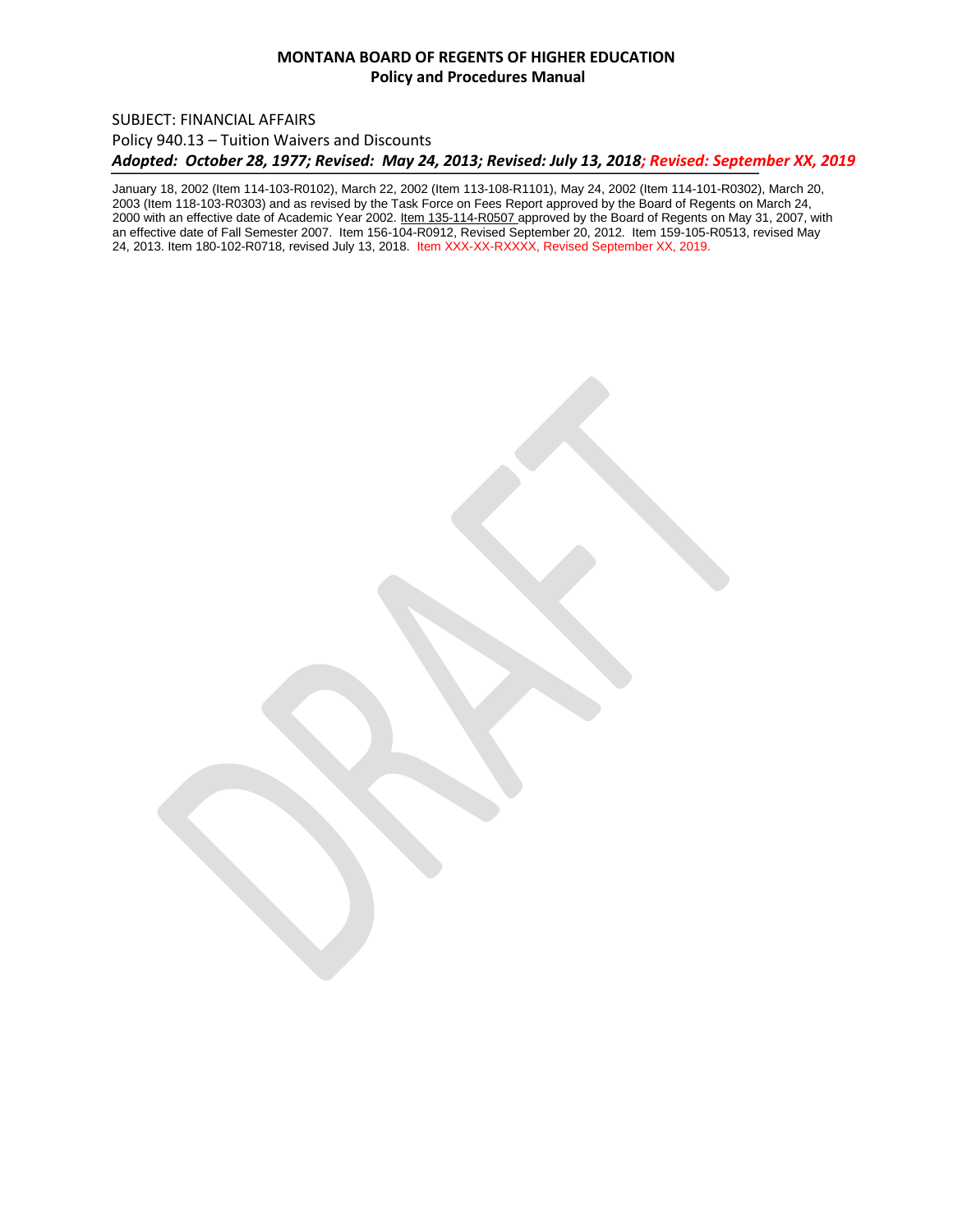**MONTANA BOARD OF REGENTS OF HIGHER EDUCATION**
**Policy and Procedures Manual**

SUBJECT: FINANCIAL AFFAIRS

Policy 940.13 – Tuition Waivers and Discounts

***Adopted: October 28, 1977; Revised: May 24, 2013; Revised: July 13, 2018; Revised: September XX, 2019***

January 18, 2002 (Item 114-103-R0102), March 22, 2002 (Item 113-108-R1101), May 24, 2002 (Item 114-101-R0302), March 20, 2003 (Item 118-103-R0303) and as revised by the Task Force on Fees Report approved by the Board of Regents on March 24, 2000 with an effective date of Academic Year 2002. Item 135-114-R0507 approved by the Board of Regents on May 31, 2007, with an effective date of Fall Semester 2007. Item 156-104-R0912, Revised September 20, 2012. Item 159-105-R0513, revised May 24, 2013. Item 180-102-R0718, revised July 13, 2018. Item XXX-XX-RXXXX, Revised September XX, 2019.